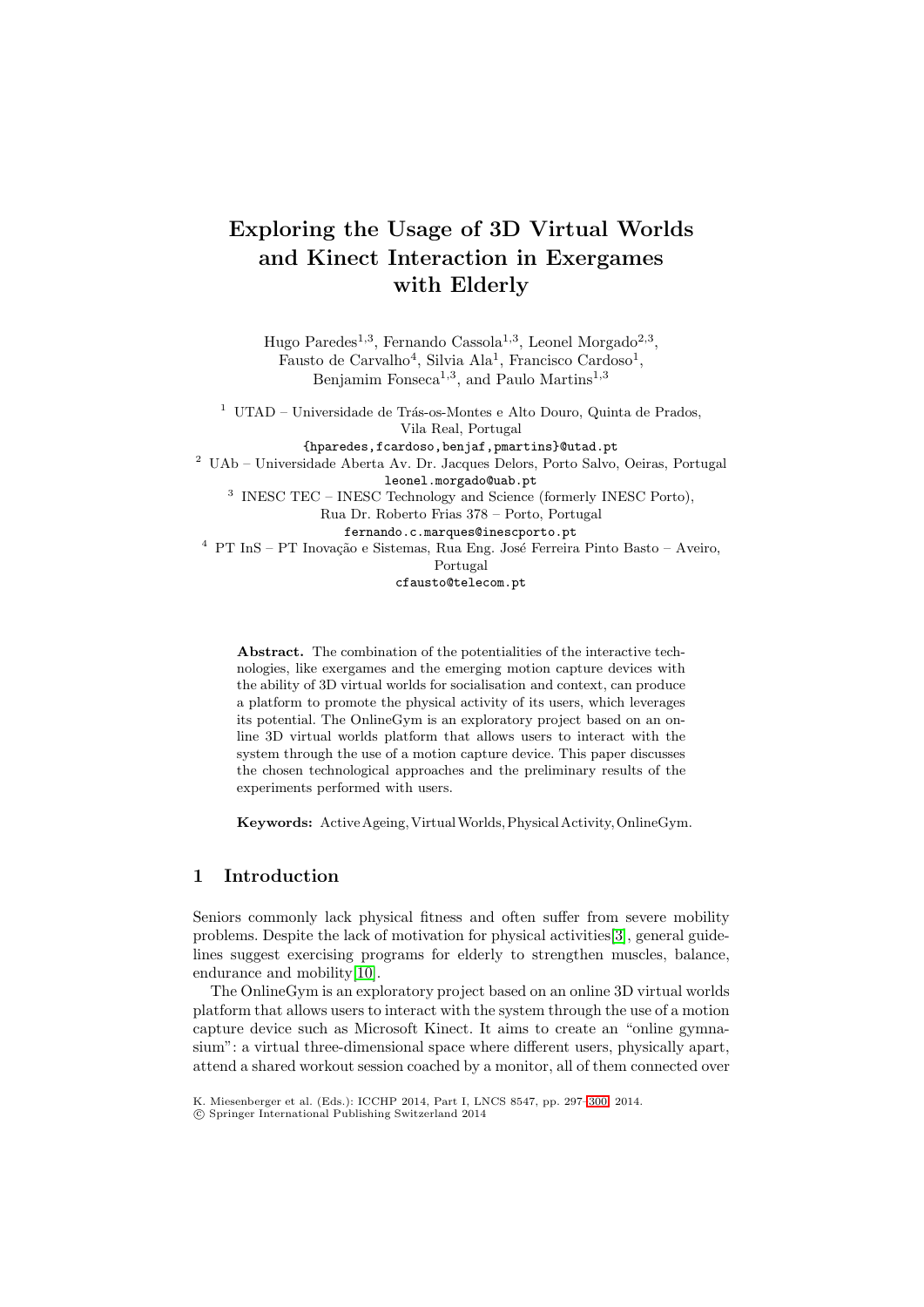# Exploring the Usage of 3D Virtual Worlds and Kinect Interaction in Exergames with Elderly

Hugo Paredes[1,3], Fernando Cassola[1,3], Leonel Morgado[2,3], Fausto de Carvalho[4], Silvia Ala[1], Francisco Cardoso[1], Benjamim Fonseca[1,3], and Paulo Martins[1,3]

[1] UTAD – Universidade de Trás-os-Montes e Alto Douro, Quinta de Prados, Vila Real, Portugal
{hparedes,fcardoso,benjaf,pmartins}@utad.pt

[2] UAb – Universidade Aberta Av. Dr. Jacques Delors, Porto Salvo, Oeiras, Portugal
leonel.morgado@uab.pt

[3] INESC TEC – INESC Technology and Science (formerly INESC Porto), Rua Dr. Roberto Frias 378 – Porto, Portugal
fernando.c.marques@inescporto.pt

[4] PT InS – PT Inovação e Sistemas, Rua Eng. José Ferreira Pinto Basto – Aveiro, Portugal
cfausto@telecom.pt

**Abstract.** The combination of the potentialities of the interactive technologies, like exergames and the emerging motion capture devices with the ability of 3D virtual worlds for socialisation and context, can produce a platform to promote the physical activity of its users, which leverages its potential. The OnlineGym is an exploratory project based on an online 3D virtual worlds platform that allows users to interact with the system through the use of a motion capture device. This paper discusses the chosen technological approaches and the preliminary results of the experiments performed with users.

**Keywords:** Active Ageing, Virtual Worlds, Physical Activity, OnlineGym.

## 1 Introduction

Seniors commonly lack physical fitness and often suffer from severe mobility problems. Despite the lack of motivation for physical activities[3], general guidelines suggest exercising programs for elderly to strengthen muscles, balance, endurance and mobility[10].

The OnlineGym is an exploratory project based on an online 3D virtual worlds platform that allows users to interact with the system through the use of a motion capture device such as Microsoft Kinect. It aims to create an "online gymnasium": a virtual three-dimensional space where different users, physically apart, attend a shared workout session coached by a monitor, all of them connected over

K. Miesenberger et al. (Eds.): ICCHP 2014, Part I, LNCS 8547, pp. 297–300, 2014.
© Springer International Publishing Switzerland 2014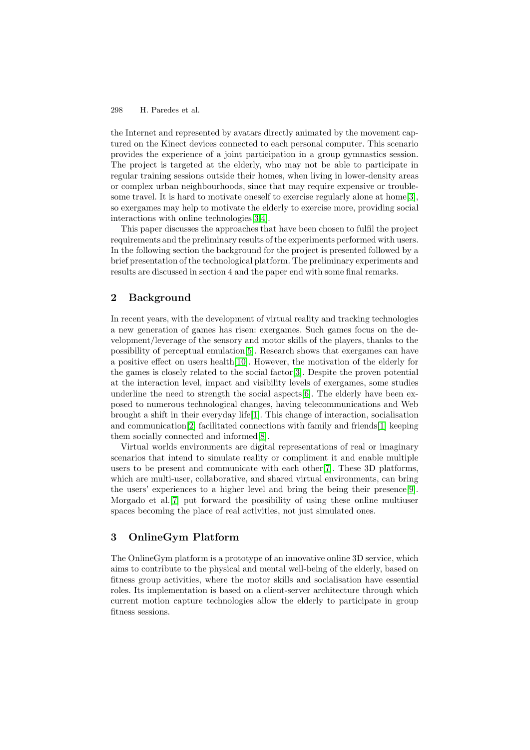the Internet and represented by avatars directly animated by the movement captured on the Kinect devices connected to each personal computer. This scenario provides the experience of a joint participation in a group gymnastics session. The project is targeted at the elderly, who may not be able to participate in regular training sessions outside their homes, when living in lower-density areas or complex urban neighbourhoods, since that may require expensive or troublesome travel. It is hard to motivate oneself to exercise regularly alone at home[3], so exergames may help to motivate the elderly to exercise more, providing social interactions with online technologies[3,4].

This paper discusses the approaches that have been chosen to fulfil the project requirements and the preliminary results of the experiments performed with users. In the following section the background for the project is presented followed by a brief presentation of the technological platform. The preliminary experiments and results are discussed in section 4 and the paper end with some final remarks.

## 2 Background

In recent years, with the development of virtual reality and tracking technologies a new generation of games has risen: exergames. Such games focus on the development/leverage of the sensory and motor skills of the players, thanks to the possibility of perceptual emulation[5]. Research shows that exergames can have a positive effect on users health[10]. However, the motivation of the elderly for the games is closely related to the social factor[3]. Despite the proven potential at the interaction level, impact and visibility levels of exergames, some studies underline the need to strength the social aspects[6]. The elderly have been exposed to numerous technological changes, having telecommunications and Web brought a shift in their everyday life[1]. This change of interaction, socialisation and communication[2] facilitated connections with family and friends[1] keeping them socially connected and informed[8].

Virtual worlds environments are digital representations of real or imaginary scenarios that intend to simulate reality or compliment it and enable multiple users to be present and communicate with each other[7]. These 3D platforms, which are multi-user, collaborative, and shared virtual environments, can bring the users' experiences to a higher level and bring the being their presence[9]. Morgado et al.[7] put forward the possibility of using these online multiuser spaces becoming the place of real activities, not just simulated ones.

## 3 OnlineGym Platform

The OnlineGym platform is a prototype of an innovative online 3D service, which aims to contribute to the physical and mental well-being of the elderly, based on fitness group activities, where the motor skills and socialisation have essential roles. Its implementation is based on a client-server architecture through which current motion capture technologies allow the elderly to participate in group fitness sessions.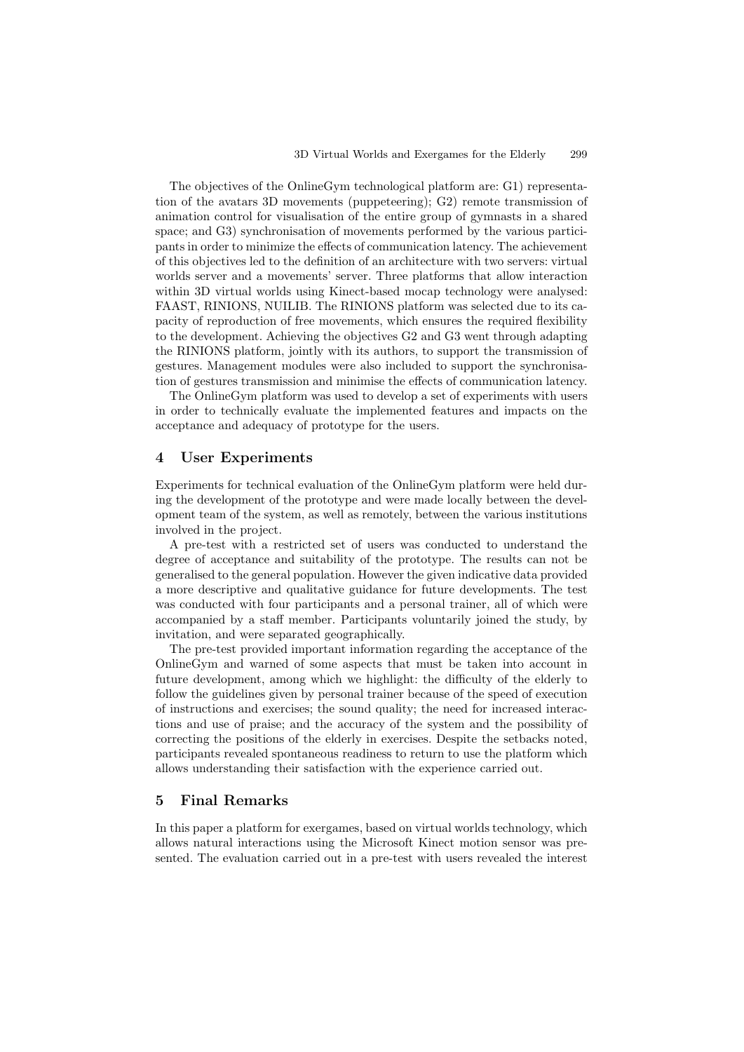The objectives of the OnlineGym technological platform are: G1) representation of the avatars 3D movements (puppeteering); G2) remote transmission of animation control for visualisation of the entire group of gymnasts in a shared space; and G3) synchronisation of movements performed by the various participants in order to minimize the effects of communication latency. The achievement of this objectives led to the definition of an architecture with two servers: virtual worlds server and a movements' server. Three platforms that allow interaction within 3D virtual worlds using Kinect-based mocap technology were analysed: FAAST, RINIONS, NUILIB. The RINIONS platform was selected due to its capacity of reproduction of free movements, which ensures the required flexibility to the development. Achieving the objectives G2 and G3 went through adapting the RINIONS platform, jointly with its authors, to support the transmission of gestures. Management modules were also included to support the synchronisation of gestures transmission and minimise the effects of communication latency.

The OnlineGym platform was used to develop a set of experiments with users in order to technically evaluate the implemented features and impacts on the acceptance and adequacy of prototype for the users.

## 4 User Experiments

Experiments for technical evaluation of the OnlineGym platform were held during the development of the prototype and were made locally between the development team of the system, as well as remotely, between the various institutions involved in the project.

A pre-test with a restricted set of users was conducted to understand the degree of acceptance and suitability of the prototype. The results can not be generalised to the general population. However the given indicative data provided a more descriptive and qualitative guidance for future developments. The test was conducted with four participants and a personal trainer, all of which were accompanied by a staff member. Participants voluntarily joined the study, by invitation, and were separated geographically.

The pre-test provided important information regarding the acceptance of the OnlineGym and warned of some aspects that must be taken into account in future development, among which we highlight: the difficulty of the elderly to follow the guidelines given by personal trainer because of the speed of execution of instructions and exercises; the sound quality; the need for increased interactions and use of praise; and the accuracy of the system and the possibility of correcting the positions of the elderly in exercises. Despite the setbacks noted, participants revealed spontaneous readiness to return to use the platform which allows understanding their satisfaction with the experience carried out.

## 5 Final Remarks

In this paper a platform for exergames, based on virtual worlds technology, which allows natural interactions using the Microsoft Kinect motion sensor was presented. The evaluation carried out in a pre-test with users revealed the interest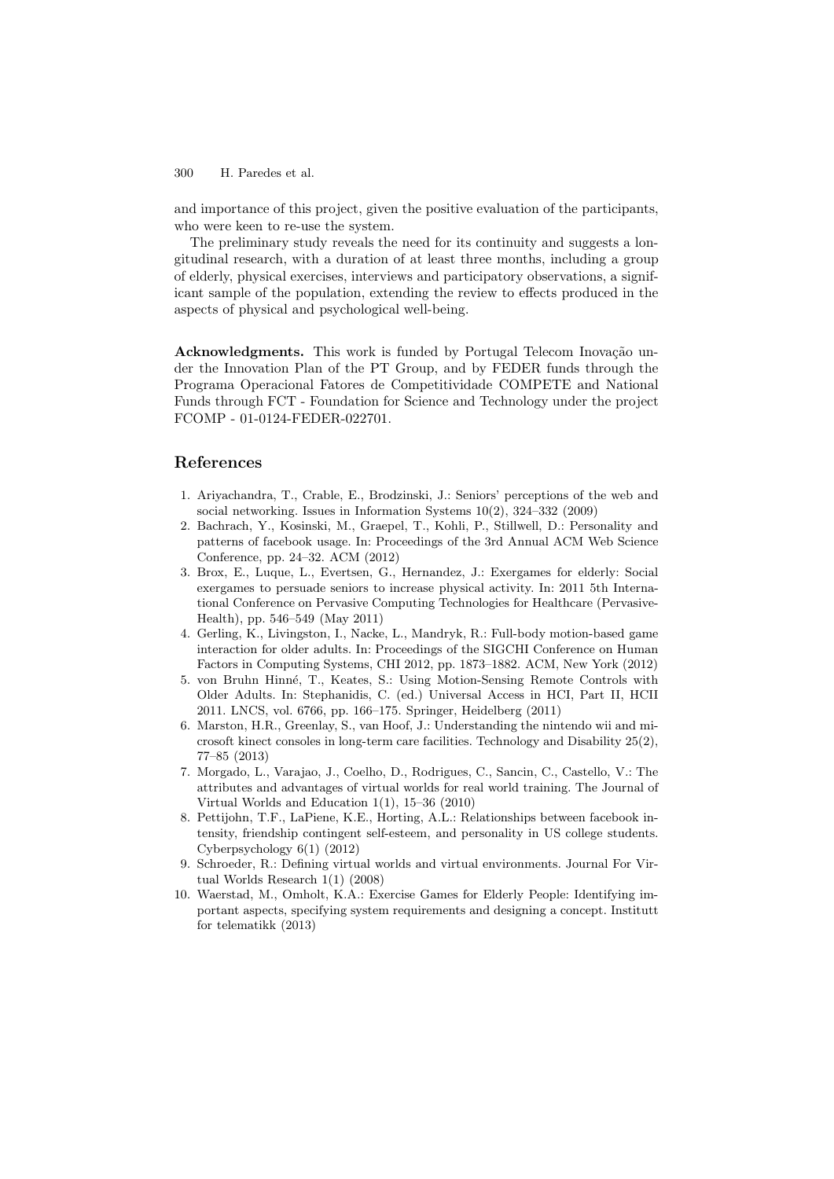and importance of this project, given the positive evaluation of the participants, who were keen to re-use the system.

The preliminary study reveals the need for its continuity and suggests a longitudinal research, with a duration of at least three months, including a group of elderly, physical exercises, interviews and participatory observations, a significant sample of the population, extending the review to effects produced in the aspects of physical and psychological well-being.

**Acknowledgments.** This work is funded by Portugal Telecom Inovação under the Innovation Plan of the PT Group, and by FEDER funds through the Programa Operacional Fatores de Competitividade COMPETE and National Funds through FCT - Foundation for Science and Technology under the project FCOMP - 01-0124-FEDER-022701.

## References

1. Ariyachandra, T., Crable, E., Brodzinski, J.: Seniors' perceptions of the web and social networking. Issues in Information Systems 10(2), 324–332 (2009)
2. Bachrach, Y., Kosinski, M., Graepel, T., Kohli, P., Stillwell, D.: Personality and patterns of facebook usage. In: Proceedings of the 3rd Annual ACM Web Science Conference, pp. 24–32. ACM (2012)
3. Brox, E., Luque, L., Evertsen, G., Hernandez, J.: Exergames for elderly: Social exergames to persuade seniors to increase physical activity. In: 2011 5th International Conference on Pervasive Computing Technologies for Healthcare (PervasiveHealth), pp. 546–549 (May 2011)
4. Gerling, K., Livingston, I., Nacke, L., Mandryk, R.: Full-body motion-based game interaction for older adults. In: Proceedings of the SIGCHI Conference on Human Factors in Computing Systems, CHI 2012, pp. 1873–1882. ACM, New York (2012)
5. von Bruhn Hinné, T., Keates, S.: Using Motion-Sensing Remote Controls with Older Adults. In: Stephanidis, C. (ed.) Universal Access in HCI, Part II, HCII 2011. LNCS, vol. 6766, pp. 166–175. Springer, Heidelberg (2011)
6. Marston, H.R., Greenlay, S., van Hoof, J.: Understanding the nintendo wii and microsoft kinect consoles in long-term care facilities. Technology and Disability 25(2), 77–85 (2013)
7. Morgado, L., Varajao, J., Coelho, D., Rodrigues, C., Sancin, C., Castello, V.: The attributes and advantages of virtual worlds for real world training. The Journal of Virtual Worlds and Education 1(1), 15–36 (2010)
8. Pettijohn, T.F., LaPiene, K.E., Horting, A.L.: Relationships between facebook intensity, friendship contingent self-esteem, and personality in US college students. Cyberpsychology 6(1) (2012)
9. Schroeder, R.: Defining virtual worlds and virtual environments. Journal For Virtual Worlds Research 1(1) (2008)
10. Waerstad, M., Omholt, K.A.: Exercise Games for Elderly People: Identifying important aspects, specifying system requirements and designing a concept. Institutt for telematikk (2013)